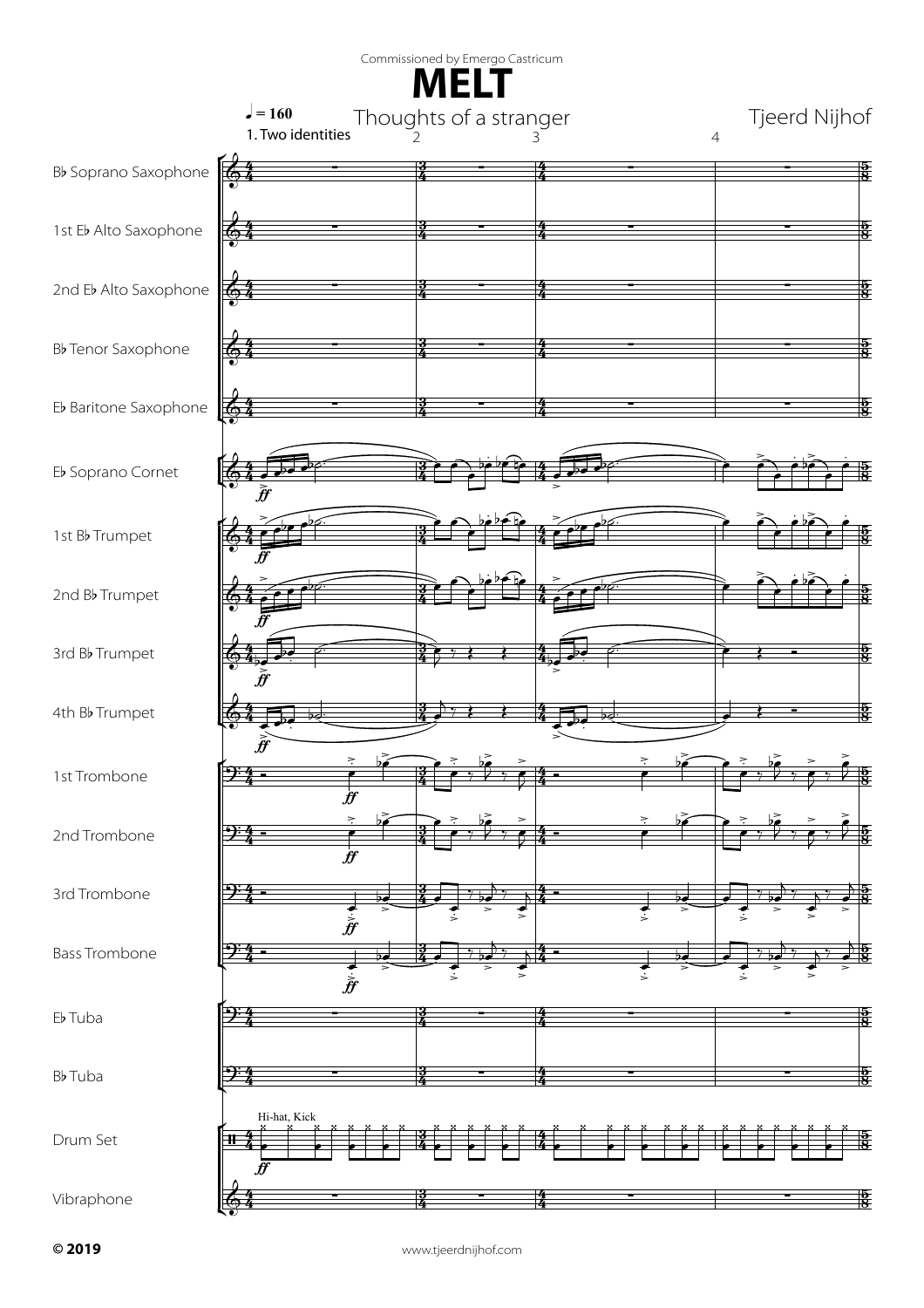Commissioned by Emergo Castricum

# MELT

## Thoughts of a stranger

Tjeerd Nijhof

♩ = 160

1. Two identities

Bb Soprano Saxophone

1st Eb Alto Saxophone

2nd Eb Alto Saxophone

Bb Tenor Saxophone

Eb Baritone Saxophone

Eb Soprano Cornet

1st Bb Trumpet

2nd Bb Trumpet

3rd Bb Trumpet

4th Bb Trumpet

1st Trombone

2nd Trombone

3rd Trombone

Bass Trombone

Eb Tuba

Bb Tuba

Drum Set

Hi-hat, Kick

Vibraphone

© 2019

www.tjeerdnijhof.com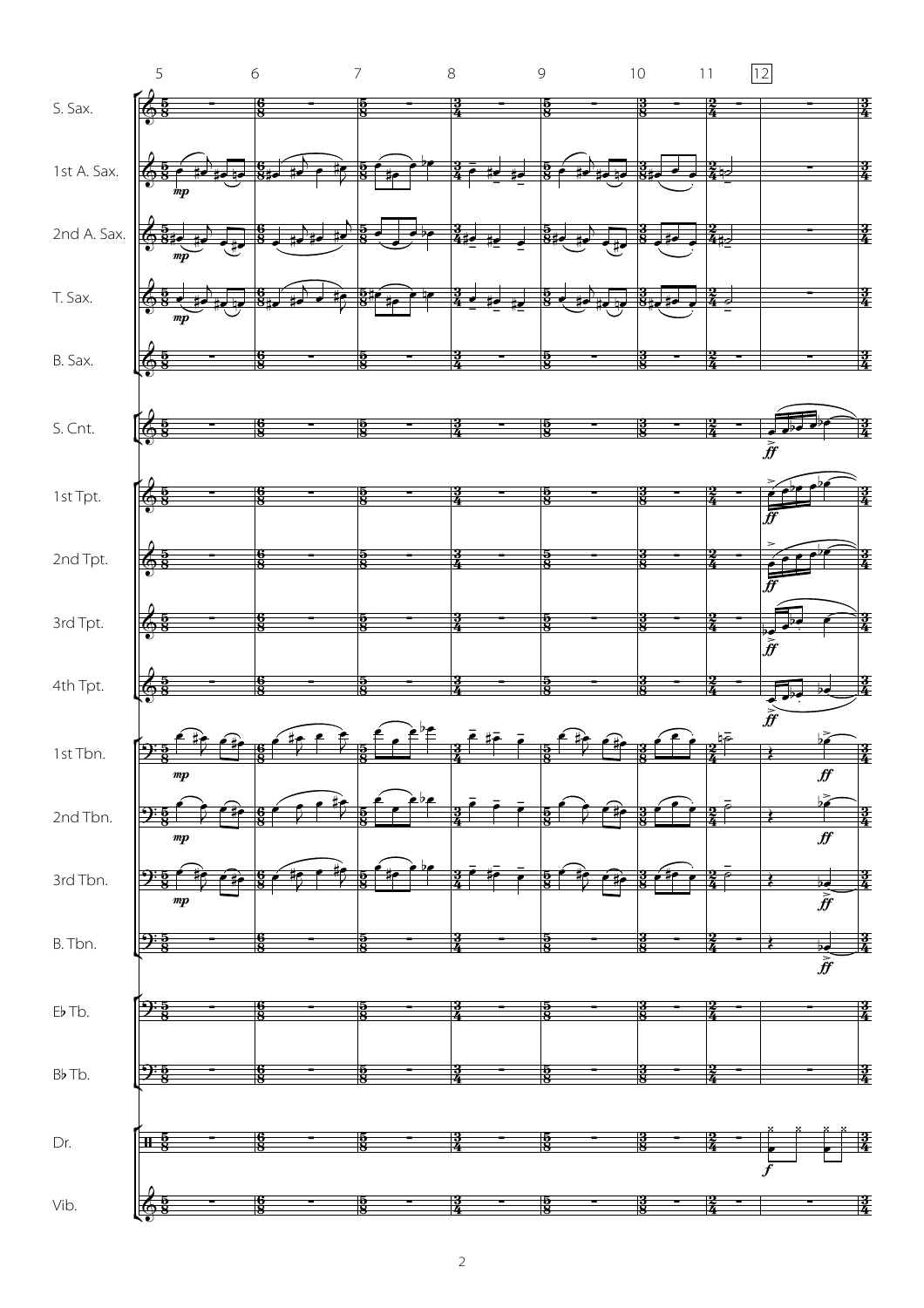5 6 7 8 9 10 11 12

S. Sax.

1st A. Sax.

2nd A. Sax.

T. Sax.

B. Sax.

S. Cnt.

1st Tpt.

2nd Tpt.

3rd Tpt.

4th Tpt.

1st Tbn.

2nd Tbn.

3rd Tbn.

B. Tbn.

E♭ Tb.

B♭ Tb.

Dr.

Vib.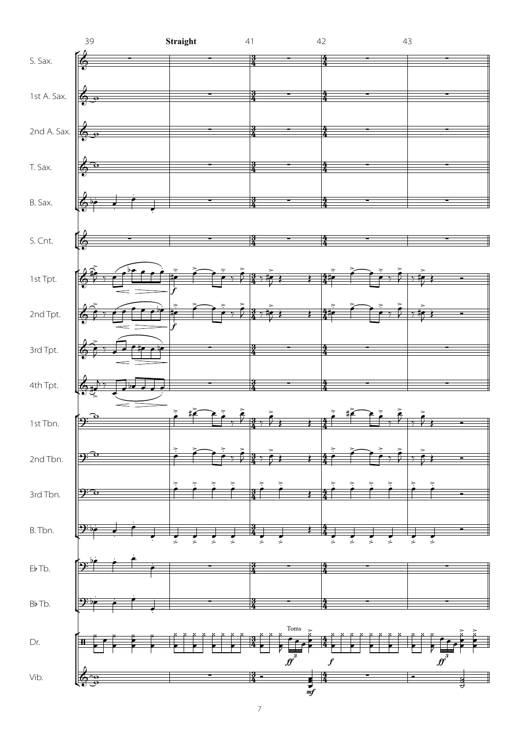**Straight**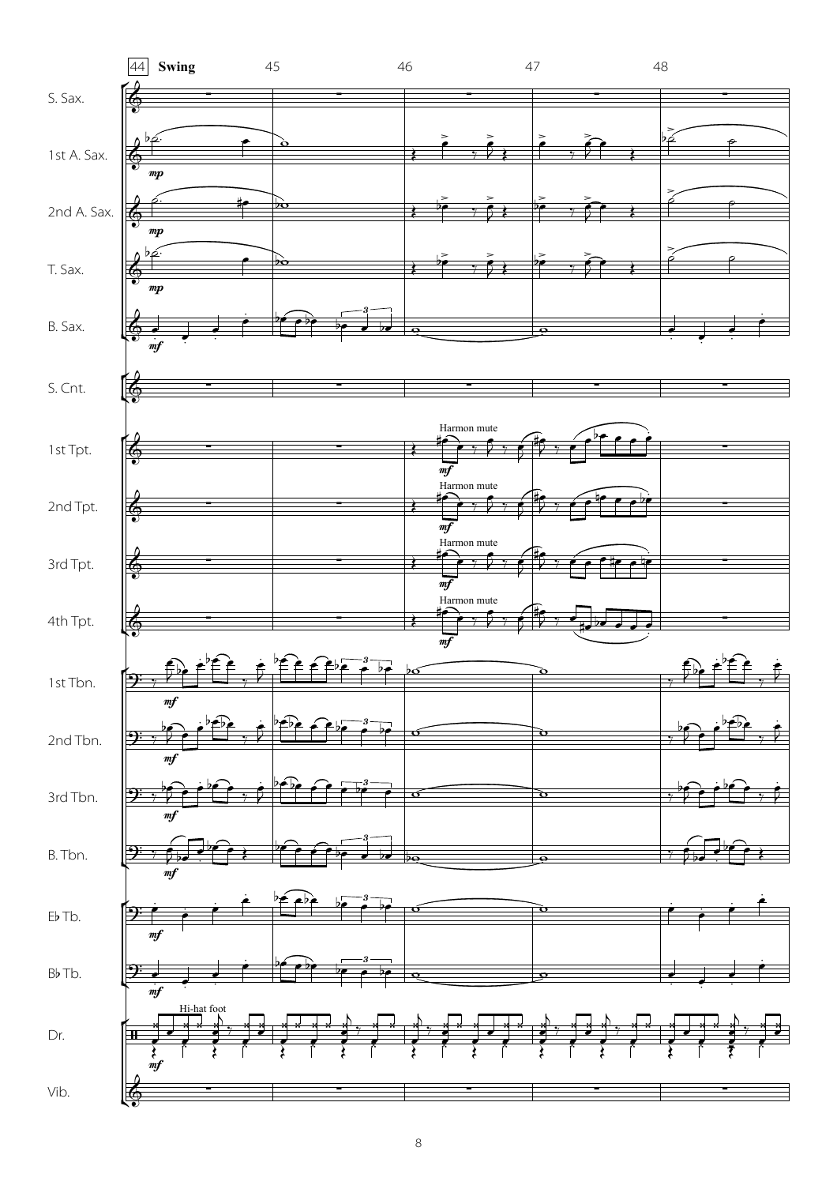44 **Swing** 45 46 47 48

S. Sax.

1st A. Sax.

2nd A. Sax.

T. Sax.

B. Sax.

S. Cnt.

1st Tpt. — Harmon mute

2nd Tpt. — Harmon mute

3rd Tpt. — Harmon mute

4th Tpt. — Harmon mute

1st Tbn.

2nd Tbn.

3rd Tbn.

B. Tbn.

E♭ Tb.

B♭ Tb.

Dr. — Hi-hat foot

Vib.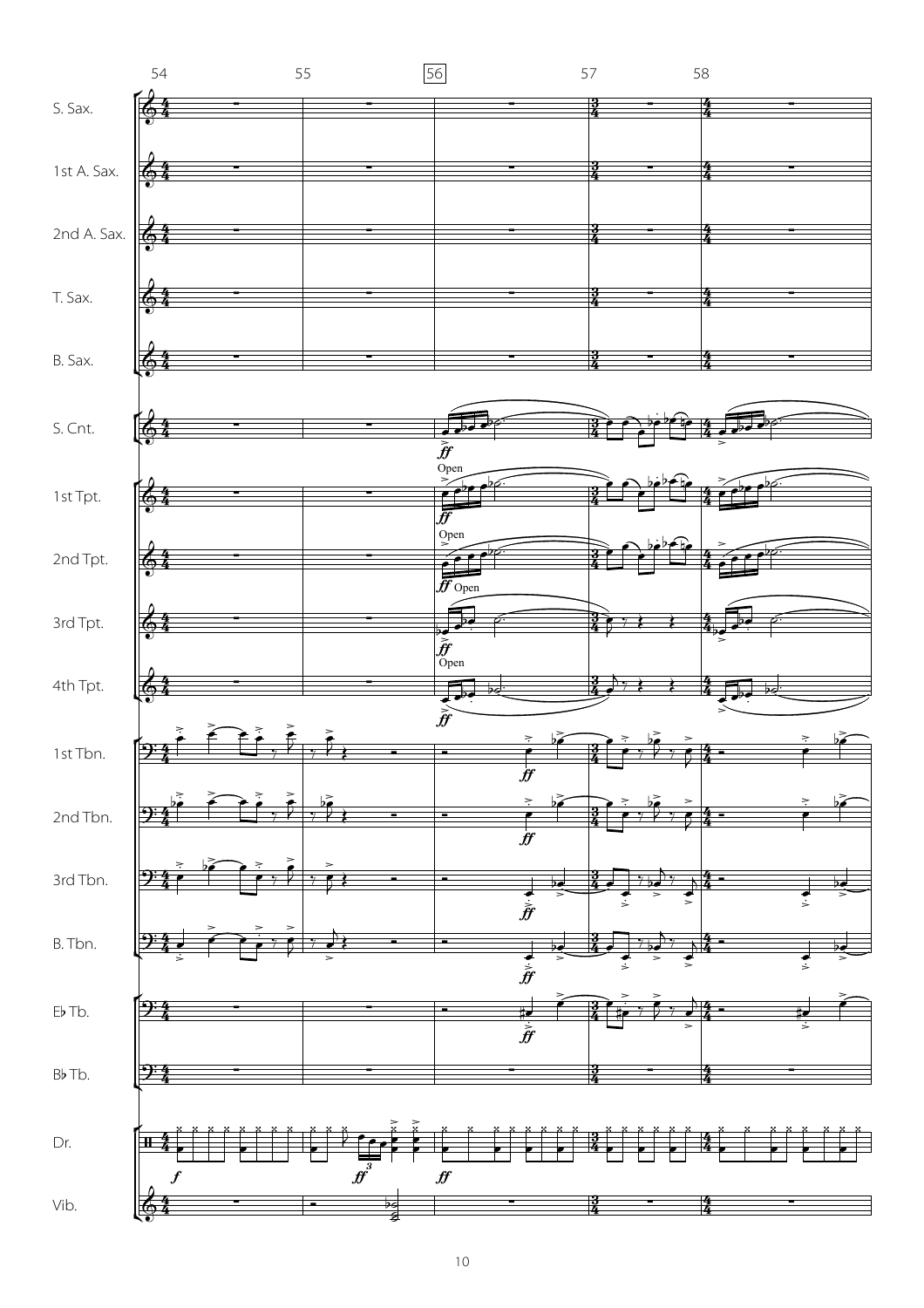54 55 56 57 58

S. Sax.

1st A. Sax.

2nd A. Sax.

T. Sax.

B. Sax.

S. Cnt. *ff*

1st Tpt. Open *ff*

2nd Tpt. Open *ff*

3rd Tpt. Open *ff*

4th Tpt. Open *ff*

1st Tbn. *ff*

2nd Tbn. *ff*

3rd Tbn. *ff*

B. Tbn. *ff*

E♭ Tb. *ff*

B♭ Tb.

Dr. *f* *ff* *ff*

Vib.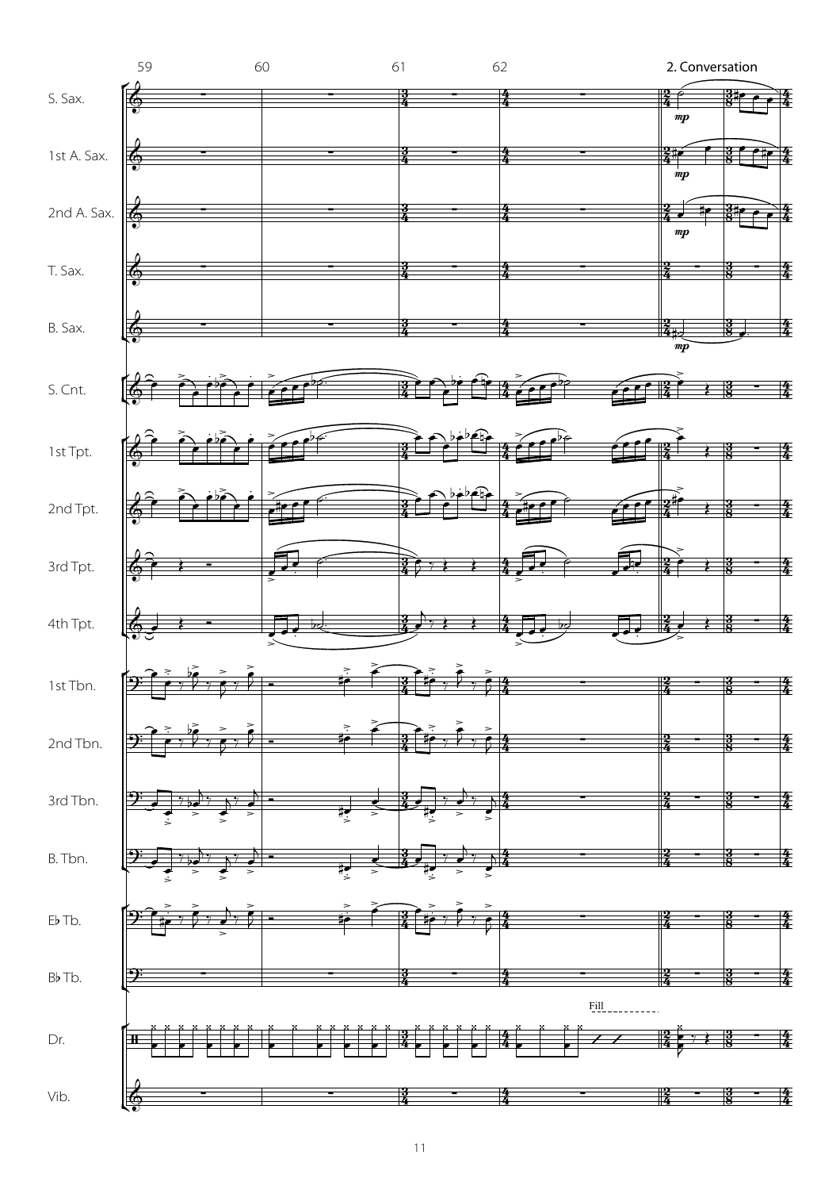2. Conversation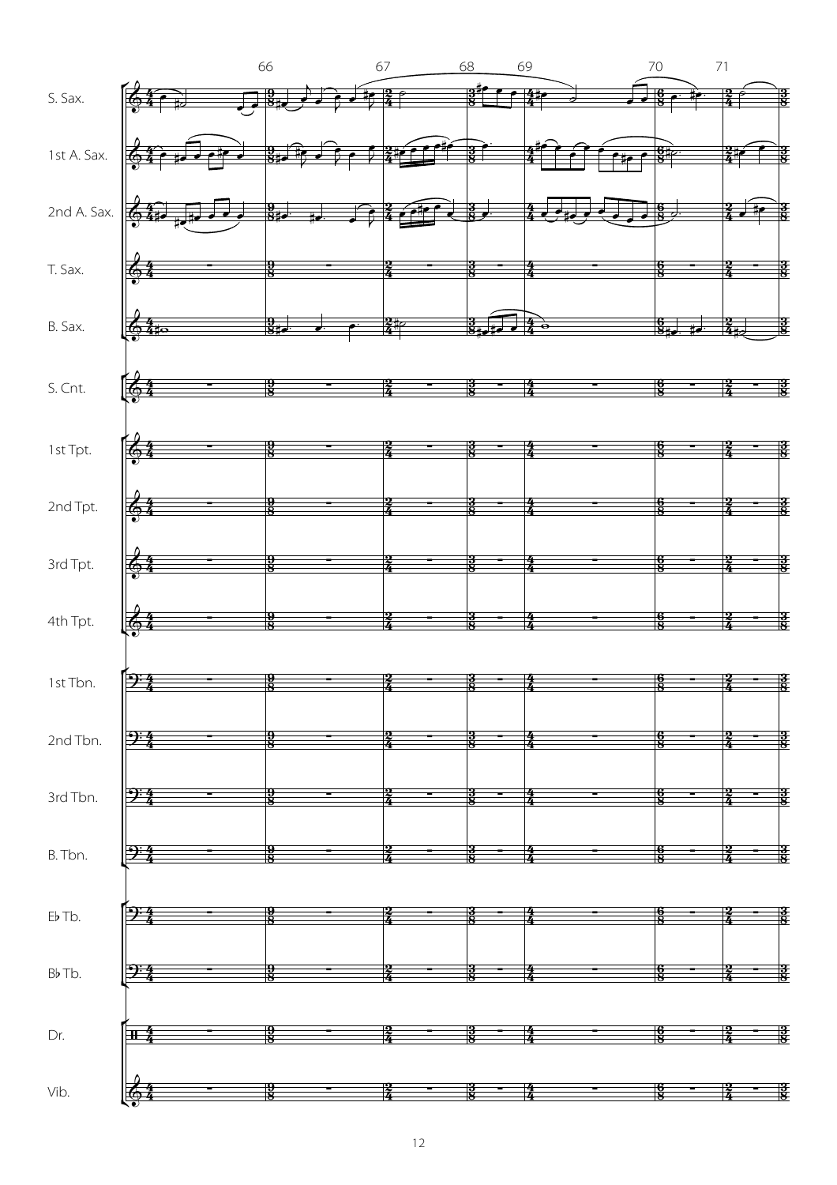66 67 68 69 70 71

S. Sax.

1st A. Sax.

2nd A. Sax.

T. Sax.

B. Sax.

S. Cnt.

1st Tpt.

2nd Tpt.

3rd Tpt.

4th Tpt.

1st Tbn.

2nd Tbn.

3rd Tbn.

B. Tbn.

E♭ Tb.

B♭ Tb.

Dr.

Vib.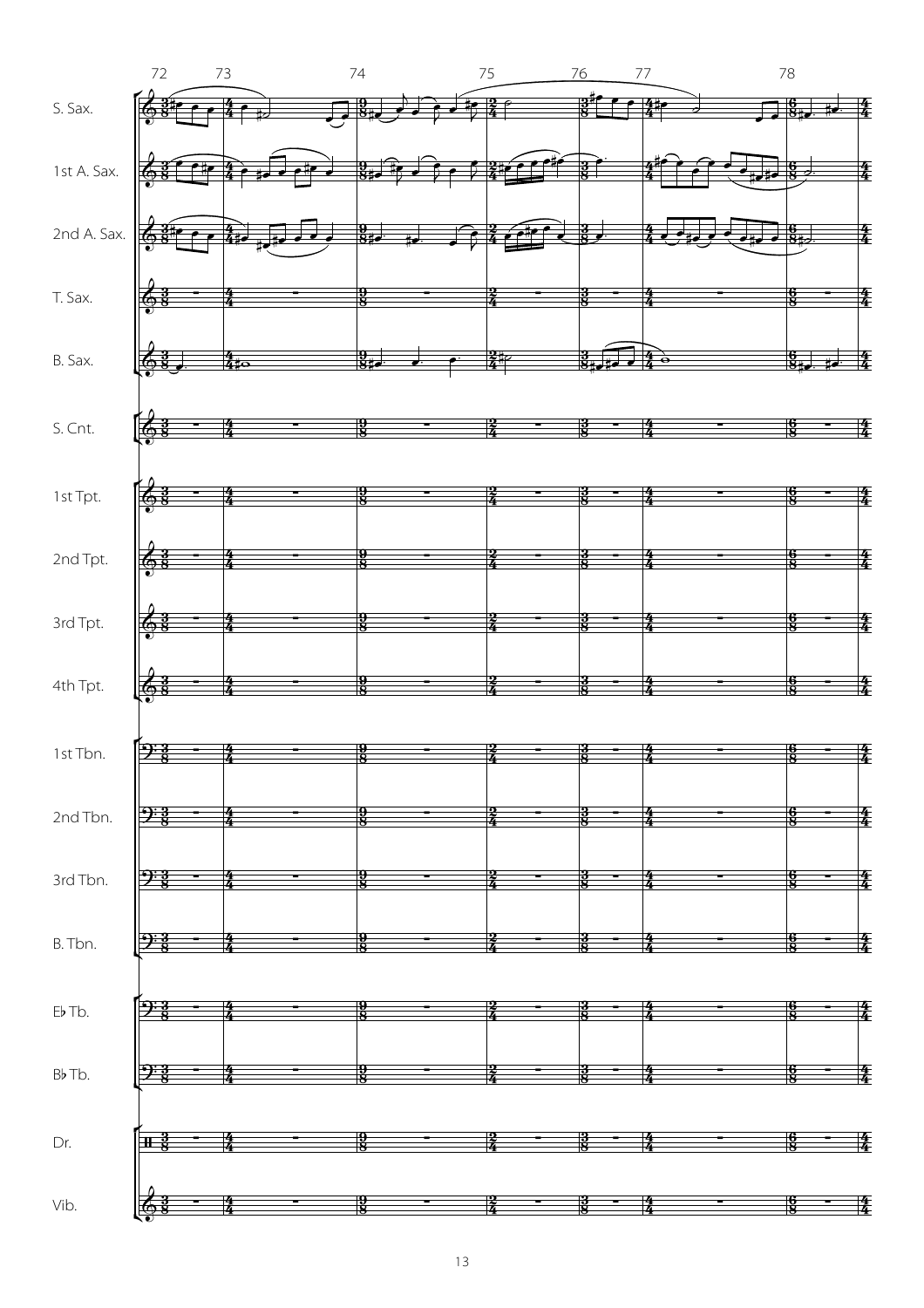72 73 74 75 76 77 78

S. Sax.

1st A. Sax.

2nd A. Sax.

T. Sax.

B. Sax.

S. Cnt.

1st Tpt.

2nd Tpt.

3rd Tpt.

4th Tpt.

1st Tbn.

2nd Tbn.

3rd Tbn.

B. Tbn.

E♭ Tb.

B♭ Tb.

Dr.

Vib.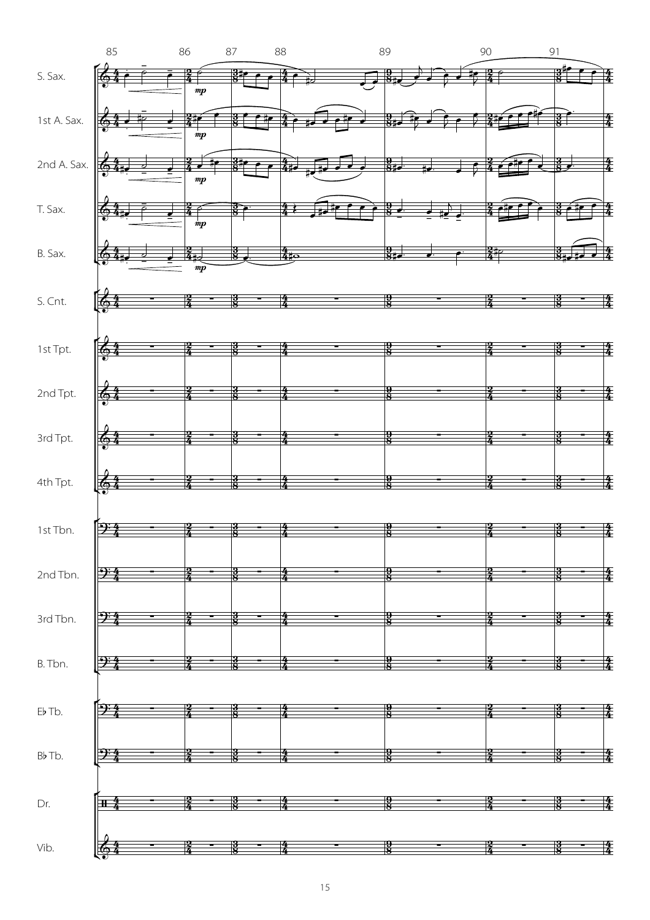85 86 87 88 89 90 91

S. Sax.

1st A. Sax.

2nd A. Sax.

T. Sax.

B. Sax.

S. Cnt.

1st Tpt.

2nd Tpt.

3rd Tpt.

4th Tpt.

1st Tbn.

2nd Tbn.

3rd Tbn.

B. Tbn.

E♭ Tb.

B♭ Tb.

Dr.

Vib.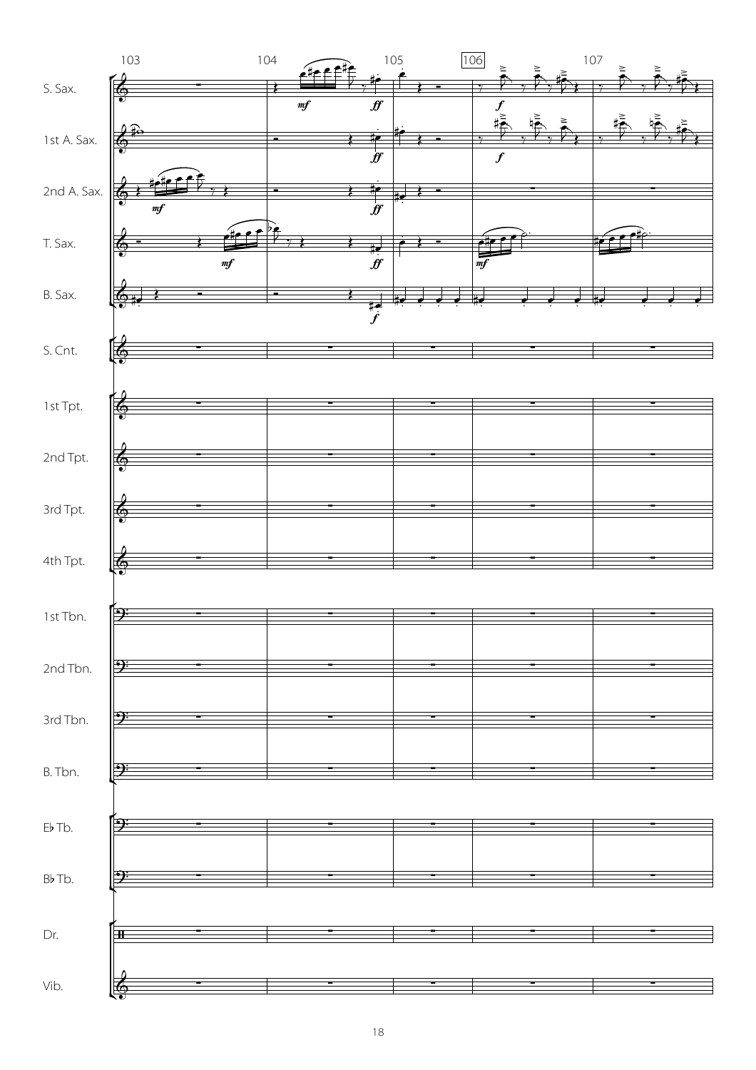103 104 105 106 107

S. Sax.

1st A. Sax.

2nd A. Sax.

T. Sax.

B. Sax.

S. Cnt.

1st Tpt.

2nd Tpt.

3rd Tpt.

4th Tpt.

1st Tbn.

2nd Tbn.

3rd Tbn.

B. Tbn.

E♭ Tb.

B♭ Tb.

Dr.

Vib.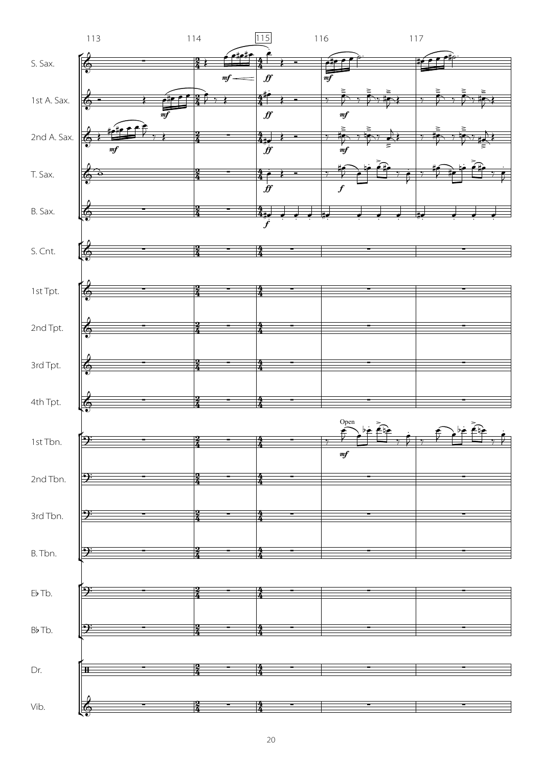| | | | | | |
|---|---|---|---|---|---|
| | 113 | 114 | 115 | 116 | 117 |

S. Sax.
1st A. Sax.
2nd A. Sax.
T. Sax.
B. Sax.
S. Cnt.
1st Tpt.
2nd Tpt.
3rd Tpt.
4th Tpt.
1st Tbn.
2nd Tbn.
3rd Tbn.
B. Tbn.
E♭ Tb.
B♭ Tb.
Dr.
Vib.

*mf* *ff* *mf* *f* Open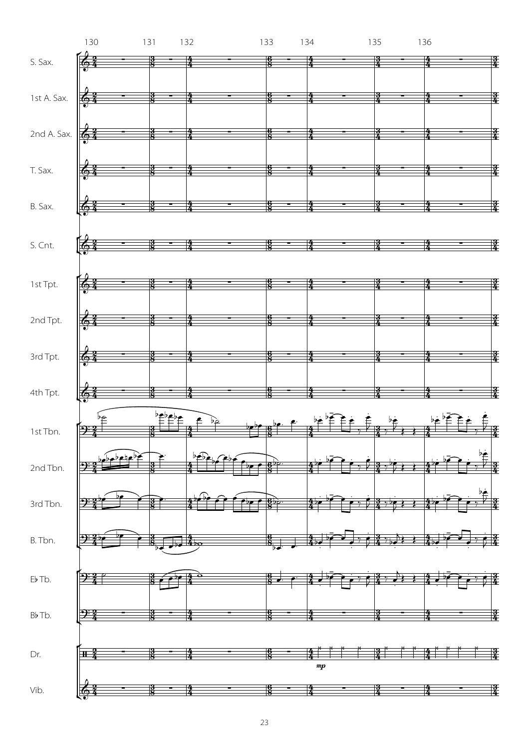130 131 132 133 134 135 136

S. Sax.

1st A. Sax.

2nd A. Sax.

T. Sax.

B. Sax.

S. Cnt.

1st Tpt.

2nd Tpt.

3rd Tpt.

4th Tpt.

1st Tbn.

2nd Tbn.

3rd Tbn.

B. Tbn.

E♭ Tb.

B♭ Tb.

Dr.

*mp*

Vib.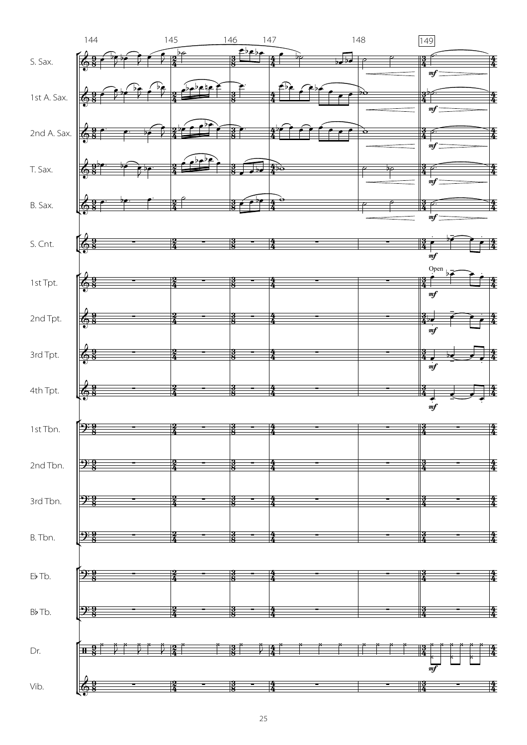144 145 146 147 148 149

S. Sax.

1st A. Sax.

2nd A. Sax.

T. Sax.

B. Sax.

S. Cnt.

1st Tpt.

2nd Tpt.

3rd Tpt.

4th Tpt.

1st Tbn.

2nd Tbn.

3rd Tbn.

B. Tbn.

E♭ Tb.

B♭ Tb.

Dr.

Vib.

*mf*

Open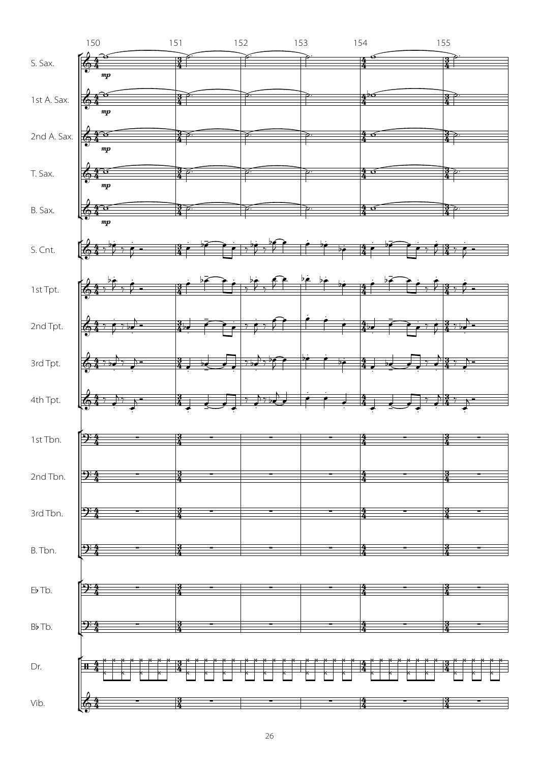150 151 152 153 154 155

S. Sax. *mp*

1st A. Sax. *mp*

2nd A. Sax. *mp*

T. Sax. *mp*

B. Sax. *mp*

S. Cnt.

1st Tpt.

2nd Tpt.

3rd Tpt.

4th Tpt.

1st Tbn.

2nd Tbn.

3rd Tbn.

B. Tbn.

E♭ Tb.

B♭ Tb.

Dr.

Vib.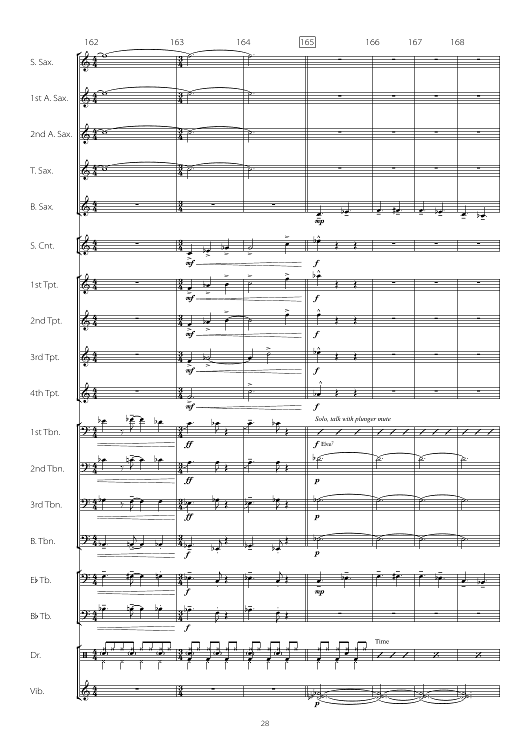162 163 164 165 166 167 168

S. Sax.

1st A. Sax.

2nd A. Sax.

T. Sax.

B. Sax.

S. Cnt.

1st Tpt.

2nd Tpt.

3rd Tpt.

4th Tpt.

1st Tbn.

*Solo, talk with plunger mute*

E♭m7

2nd Tbn.

3rd Tbn.

B. Tbn.

E♭ Tb.

B♭ Tb.

Dr.

Time

Vib.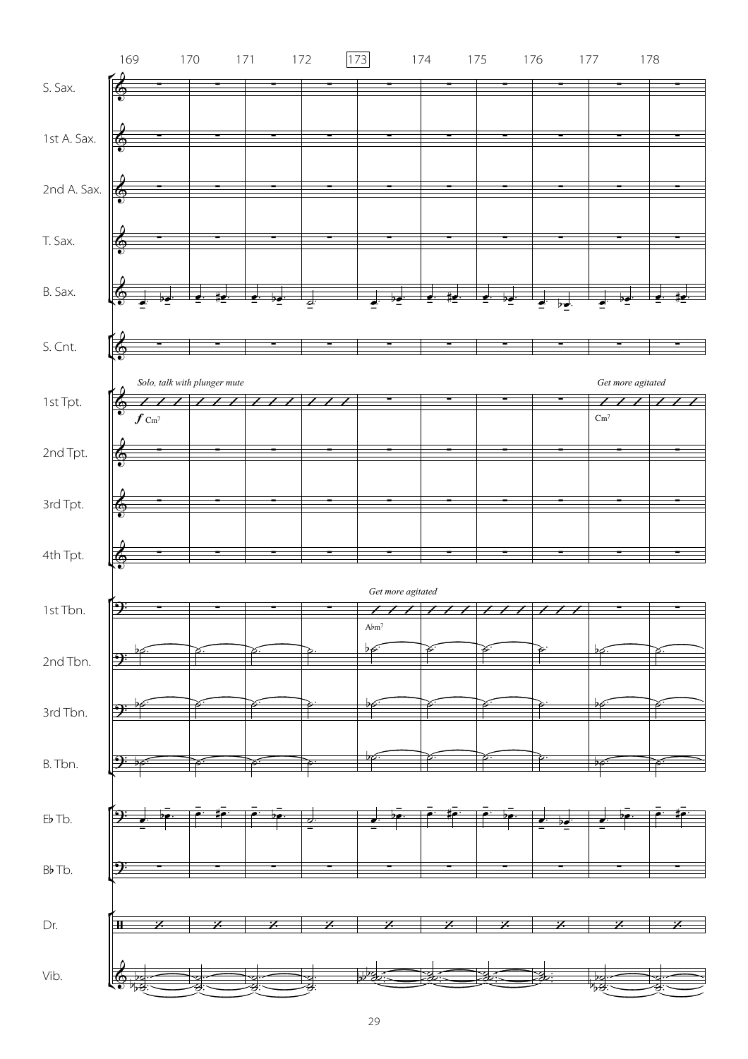169 170 171 172 173 174 175 176 177 178

S. Sax.

1st A. Sax.

2nd A. Sax.

T. Sax.

B. Sax.

S. Cnt.

1st Tpt.

*Solo, talk with plunger mute*

*f* Cm7

*Get more agitated*

Cm7

2nd Tpt.

3rd Tpt.

4th Tpt.

1st Tbn.

*Get more agitated*

A♭m7

2nd Tbn.

3rd Tbn.

B. Tbn.

E♭ Tb.

B♭ Tb.

Dr.

Vib.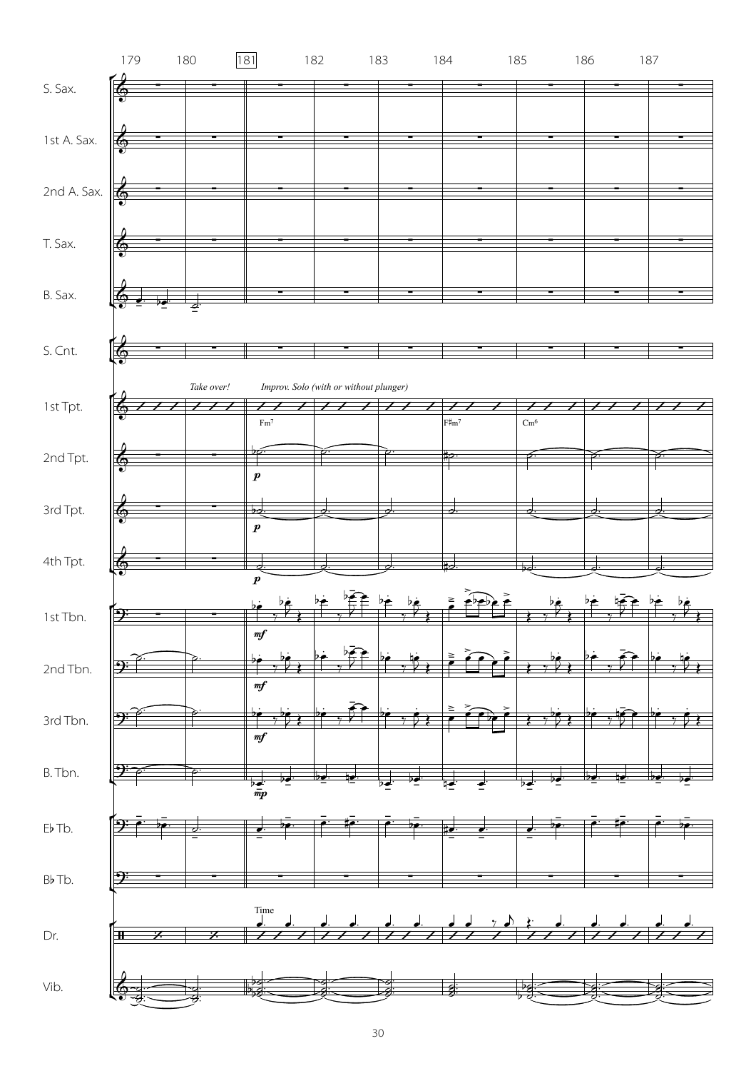179 180 181 182 183 184 185 186 187

S. Sax.

1st A. Sax.

2nd A. Sax.

T. Sax.

B. Sax.

S. Cnt.

1st Tpt. — *Take over!* — *Improv. Solo (with or without plunger)* — Fm7 — F#m7 — Cm6

2nd Tpt. — *p*

3rd Tpt. — *p*

4th Tpt. — *p*

1st Tbn. — *mf*

2nd Tbn. — *mf*

3rd Tbn. — *mf*

B. Tbn. — *mp*

E♭ Tb.

B♭ Tb.

Dr. — Time

Vib.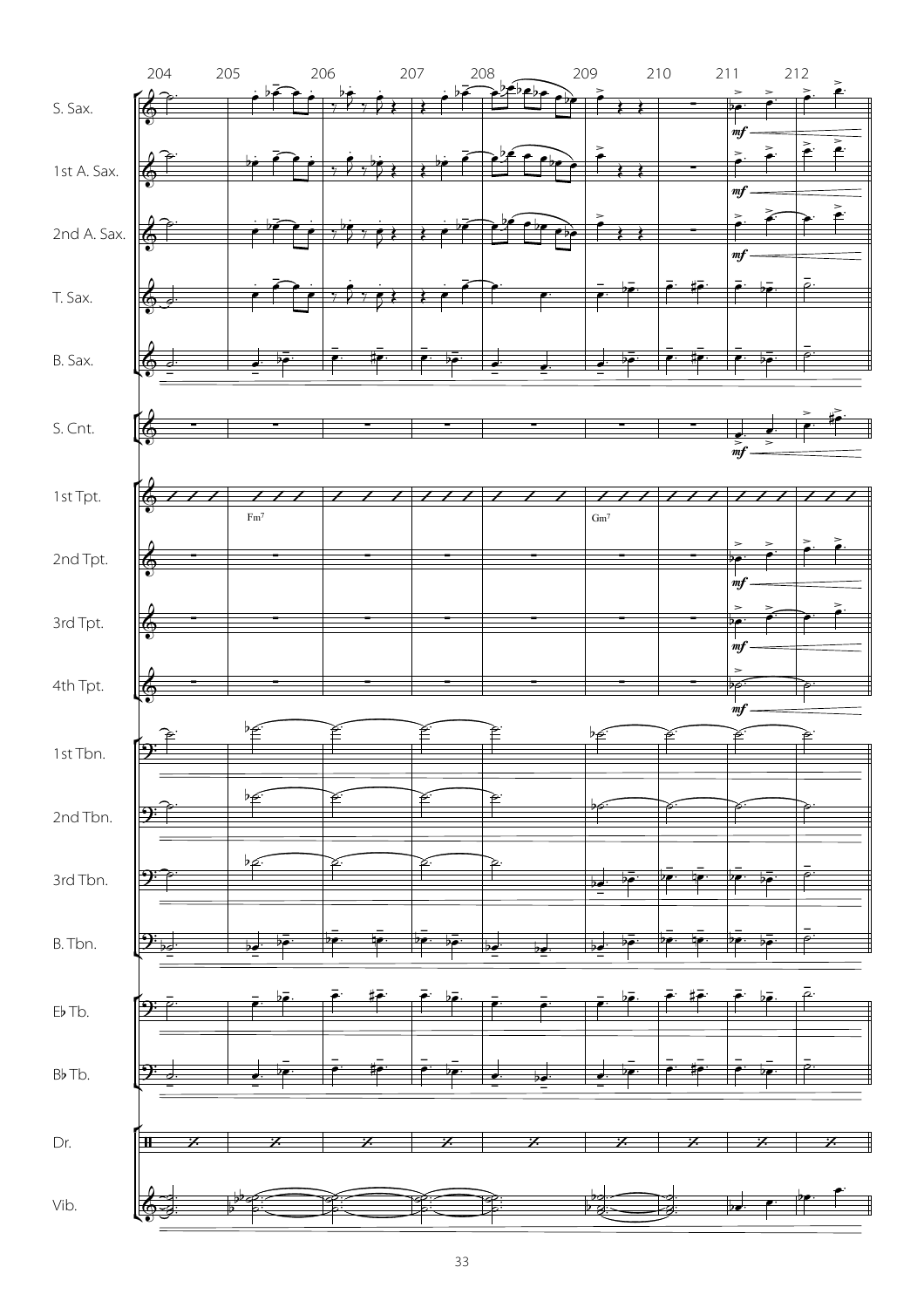204 205 206 207 208 209 210 211 212

S. Sax.

1st A. Sax.

2nd A. Sax.

T. Sax.

B. Sax.

S. Cnt.

1st Tpt.

Fm7

Gm7

2nd Tpt.

3rd Tpt.

4th Tpt.

1st Tbn.

2nd Tbn.

3rd Tbn.

B. Tbn.

E♭ Tb.

B♭ Tb.

Dr.

Vib.

*mf*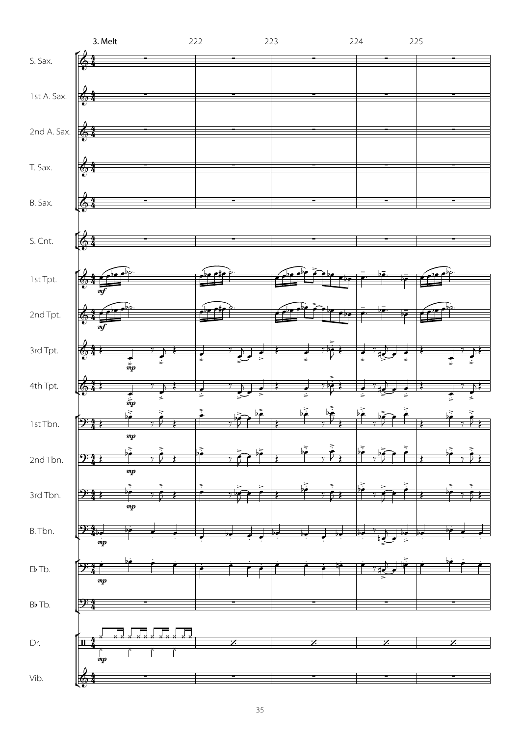## 3. Melt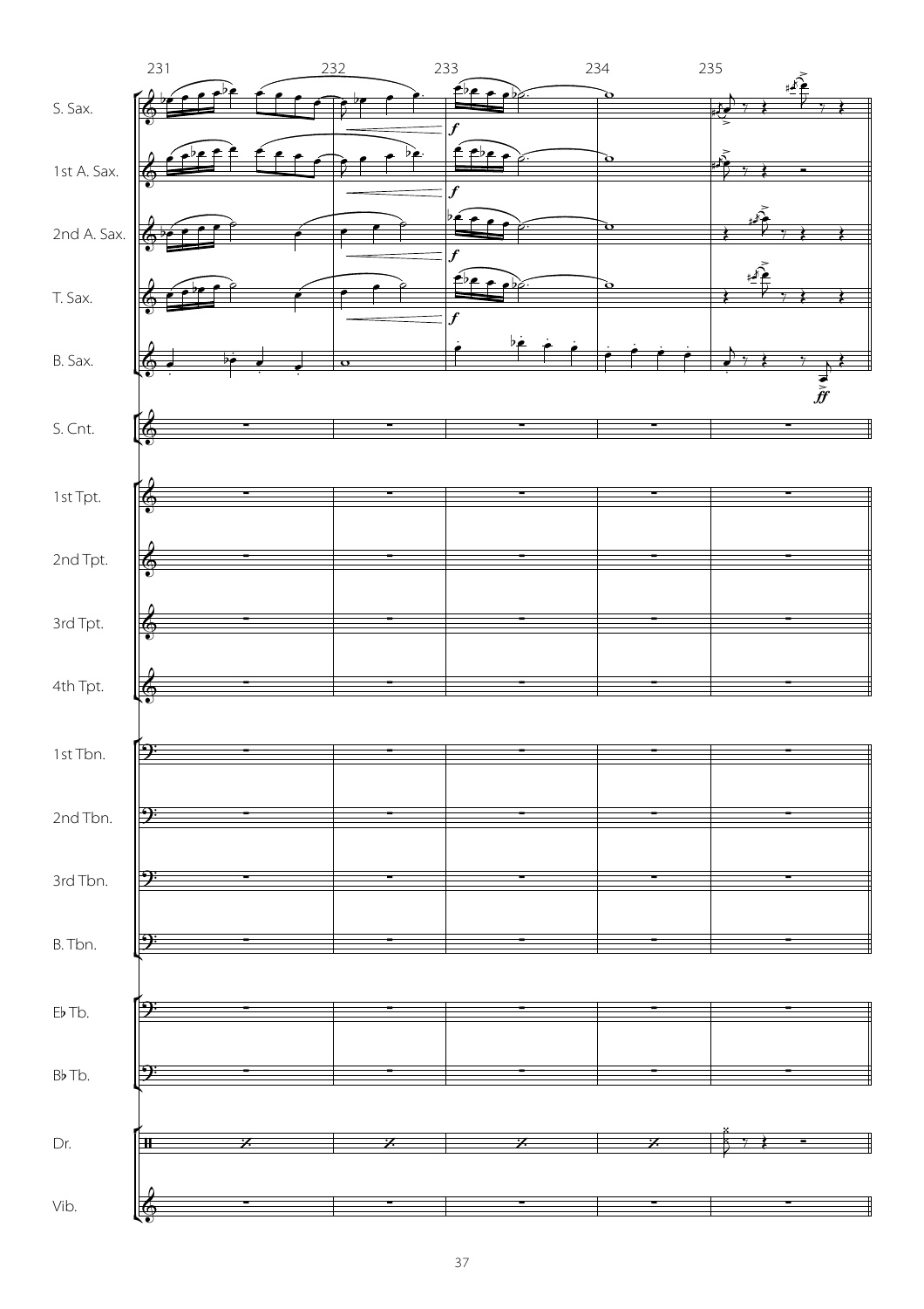231 232 233 234 235

S. Sax.

1st A. Sax.

2nd A. Sax.

T. Sax.

B. Sax.

S. Cnt.

1st Tpt.

2nd Tpt.

3rd Tpt.

4th Tpt.

1st Tbn.

2nd Tbn.

3rd Tbn.

B. Tbn.

E♭ Tb.

B♭ Tb.

Dr.

Vib.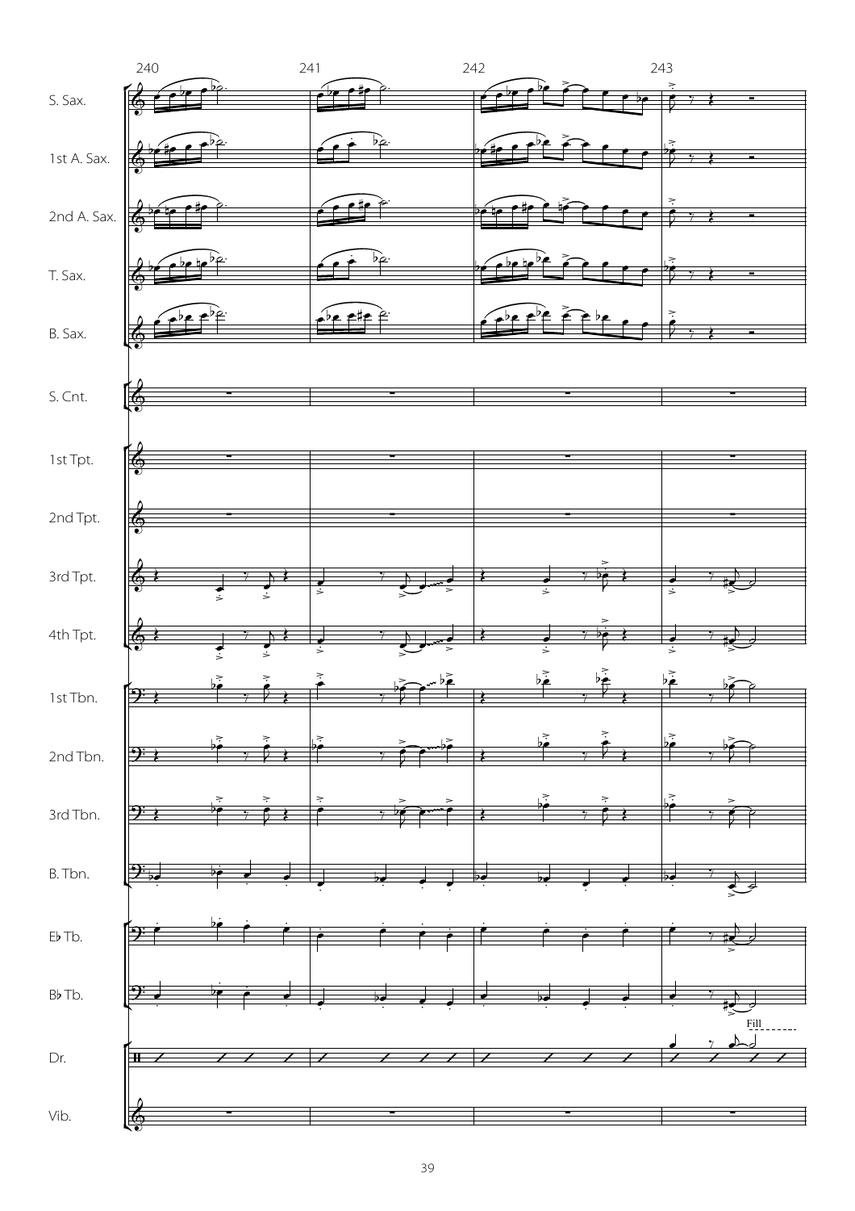240 241 242 243

S. Sax.

1st A. Sax.

2nd A. Sax.

T. Sax.

B. Sax.

S. Cnt.

1st Tpt.

2nd Tpt.

3rd Tpt.

4th Tpt.

1st Tbn.

2nd Tbn.

3rd Tbn.

B. Tbn.

E♭ Tb.

B♭ Tb.

Dr.

Fill

Vib.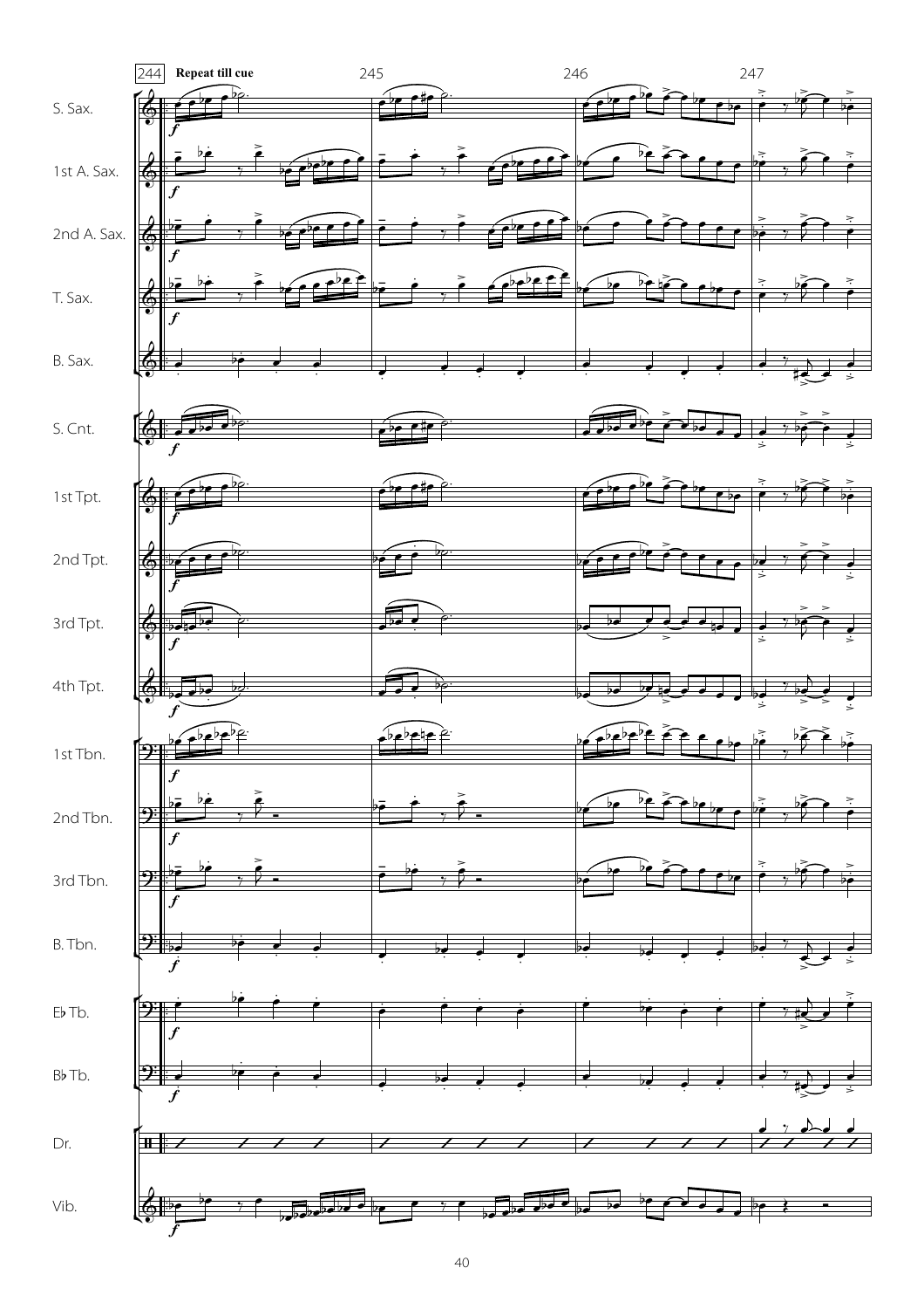244 **Repeat till cue** 245 246 247

S. Sax.

1st A. Sax.

2nd A. Sax.

T. Sax.

B. Sax.

S. Cnt.

1st Tpt.

2nd Tpt.

3rd Tpt.

4th Tpt.

1st Tbn.

2nd Tbn.

3rd Tbn.

B. Tbn.

E♭ Tb.

B♭ Tb.

Dr.

Vib.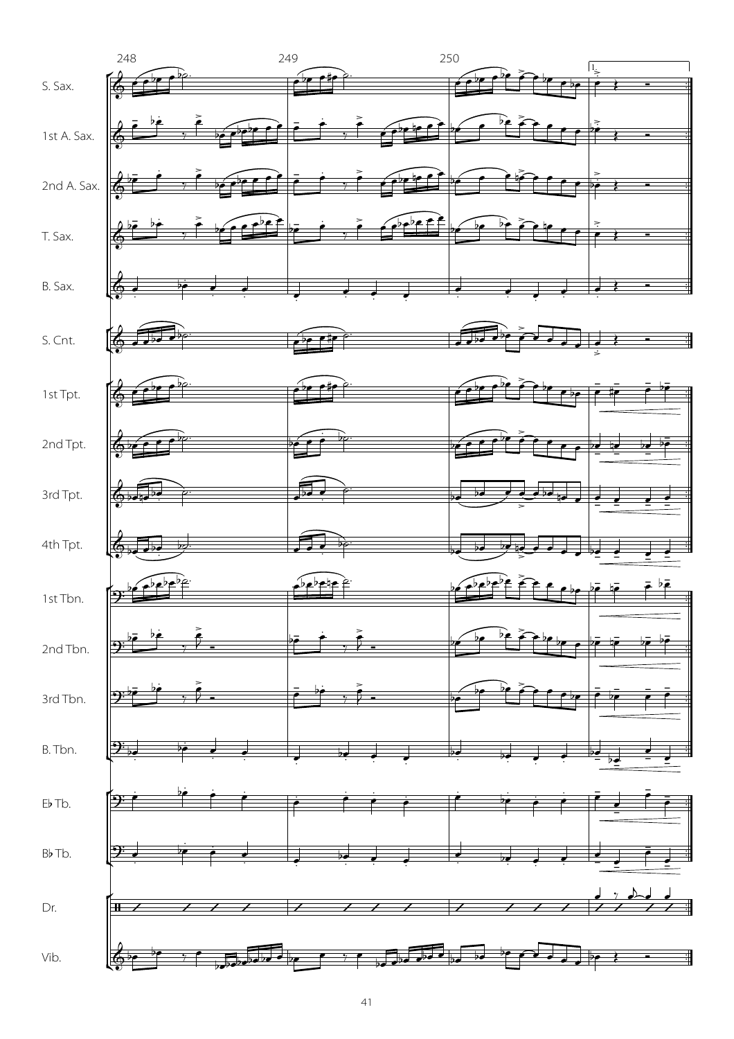248 249 250

S. Sax.

1st A. Sax.

2nd A. Sax.

T. Sax.

B. Sax.

S. Cnt.

1st Tpt.

2nd Tpt.

3rd Tpt.

4th Tpt.

1st Tbn.

2nd Tbn.

3rd Tbn.

B. Tbn.

E♭ Tb.

B♭ Tb.

Dr.

Vib.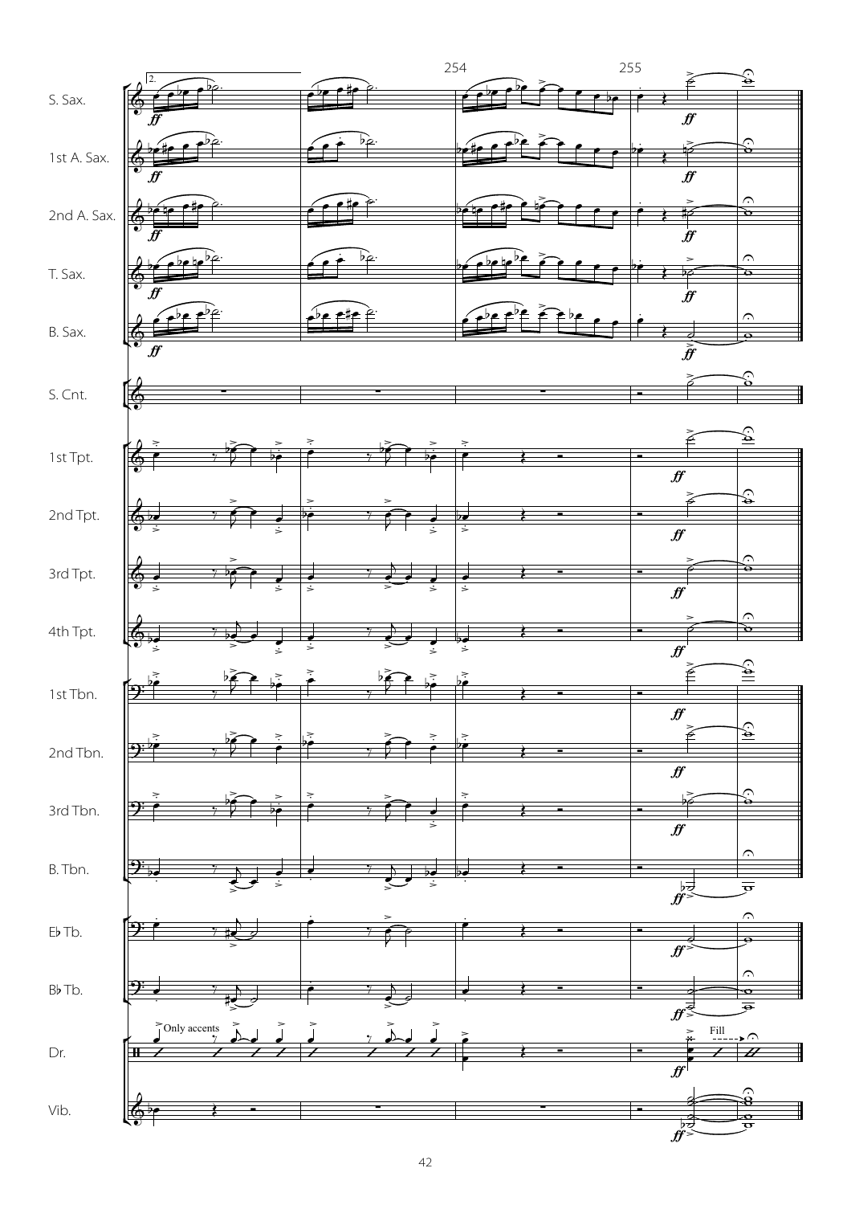2.

254

255

S. Sax.

1st A. Sax.

2nd A. Sax.

T. Sax.

B. Sax.

S. Cnt.

1st Tpt.

2nd Tpt.

3rd Tpt.

4th Tpt.

1st Tbn.

2nd Tbn.

3rd Tbn.

B. Tbn.

E♭ Tb.

B♭ Tb.

Dr.

Vib.

Only accents

Fill